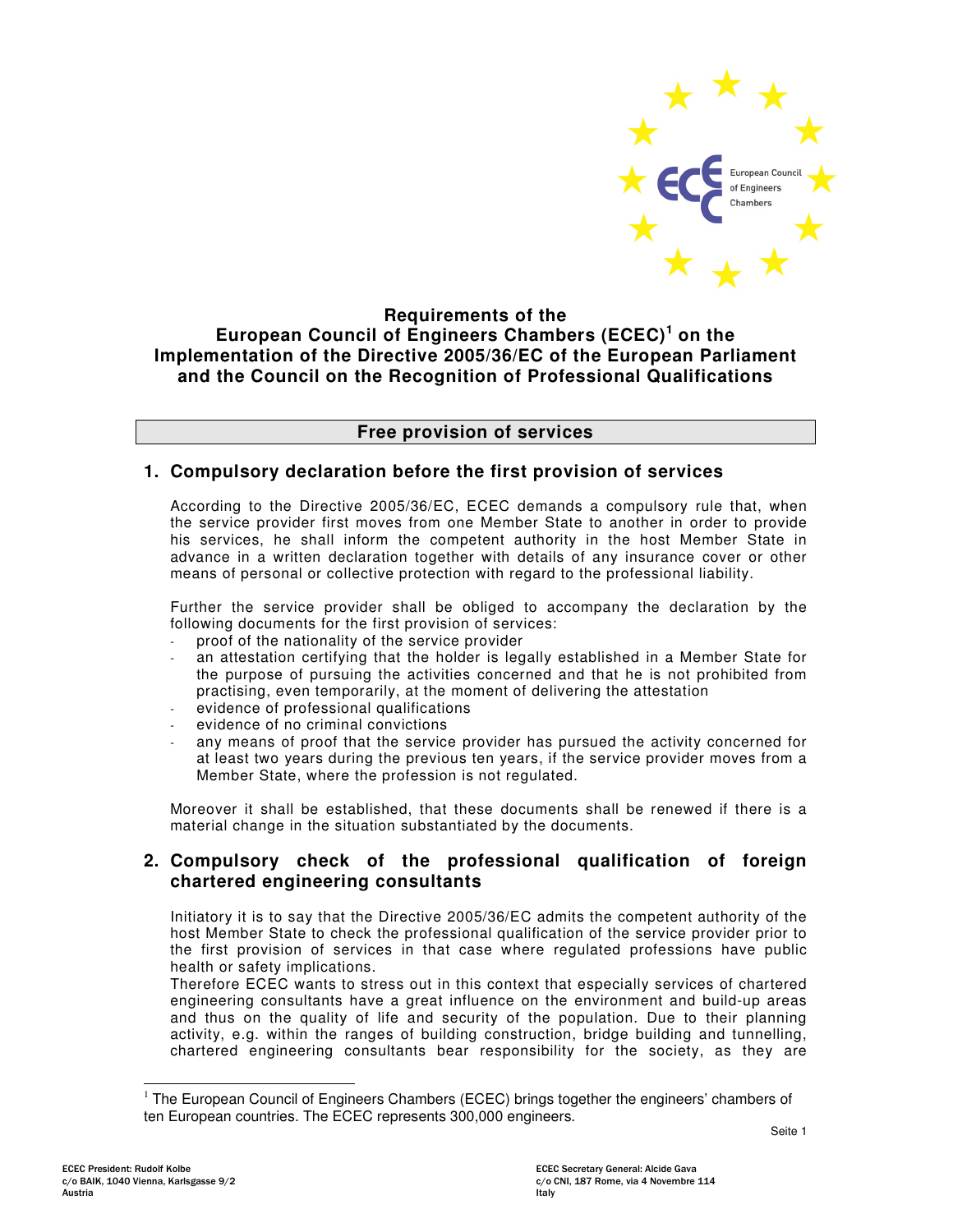# Requirements of the European Council of Engineers Chambers (ECEC)[1] on the Implementation of the Directive 2005/36/EC of the European Parliament and the Council on the Recognition of Professional Qualifications

## Free provision of services

### 1. Compulsory declaration before the first provision of services

According to the Directive 2005/36/EC, ECEC demands a compulsory rule that, when the service provider first moves from one Member State to another in order to provide his services, he shall inform the competent authority in the host Member State in advance in a written declaration together with details of any insurance cover or other means of personal or collective protection with regard to the professional liability.

Further the service provider shall be obliged to accompany the declaration by the following documents for the first provision of services:

- proof of the nationality of the service provider
- an attestation certifying that the holder is legally established in a Member State for the purpose of pursuing the activities concerned and that he is not prohibited from practising, even temporarily, at the moment of delivering the attestation
- evidence of professional qualifications
- evidence of no criminal convictions
- any means of proof that the service provider has pursued the activity concerned for at least two years during the previous ten years, if the service provider moves from a Member State, where the profession is not regulated.

Moreover it shall be established, that these documents shall be renewed if there is a material change in the situation substantiated by the documents.

### 2. Compulsory check of the professional qualification of foreign chartered engineering consultants

Initiatory it is to say that the Directive 2005/36/EC admits the competent authority of the host Member State to check the professional qualification of the service provider prior to the first provision of services in that case where regulated professions have public health or safety implications.

Therefore ECEC wants to stress out in this context that especially services of chartered engineering consultants have a great influence on the environment and build-up areas and thus on the quality of life and security of the population. Due to their planning activity, e.g. within the ranges of building construction, bridge building and tunnelling, chartered engineering consultants bear responsibility for the society, as they are

---

[1] The European Council of Engineers Chambers (ECEC) brings together the engineers' chambers of ten European countries. The ECEC represents 300,000 engineers.

ECEC President: Rudolf Kolbe
c/o BAIK, 1040 Vienna, Karlsgasse 9/2
Austria

ECEC Secretary General: Alcide Gava
c/o CNI, 187 Rome, via 4 Novembre 114
Italy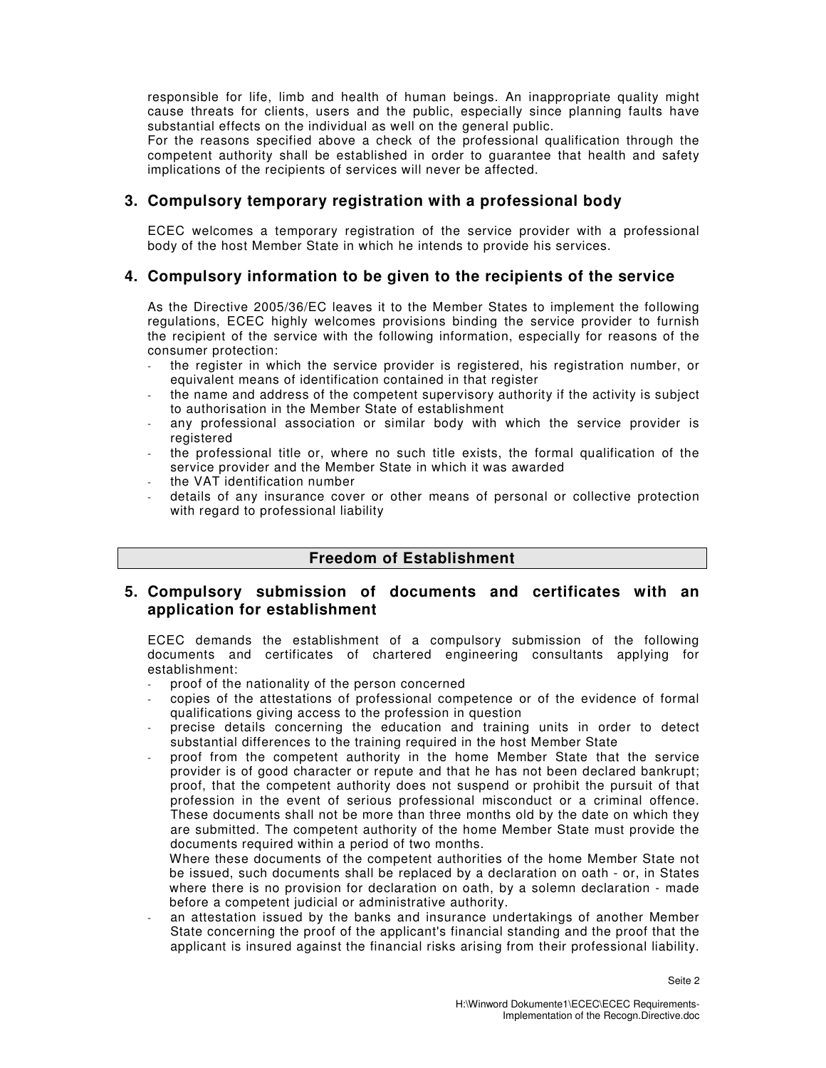responsible for life, limb and health of human beings. An inappropriate quality might cause threats for clients, users and the public, especially since planning faults have substantial effects on the individual as well on the general public.
For the reasons specified above a check of the professional qualification through the competent authority shall be established in order to guarantee that health and safety implications of the recipients of services will never be affected.

### 3. Compulsory temporary registration with a professional body

ECEC welcomes a temporary registration of the service provider with a professional body of the host Member State in which he intends to provide his services.

### 4. Compulsory information to be given to the recipients of the service

As the Directive 2005/36/EC leaves it to the Member States to implement the following regulations, ECEC highly welcomes provisions binding the service provider to furnish the recipient of the service with the following information, especially for reasons of the consumer protection:

- the register in which the service provider is registered, his registration number, or equivalent means of identification contained in that register
- the name and address of the competent supervisory authority if the activity is subject to authorisation in the Member State of establishment
- any professional association or similar body with which the service provider is registered
- the professional title or, where no such title exists, the formal qualification of the service provider and the Member State in which it was awarded
- the VAT identification number
- details of any insurance cover or other means of personal or collective protection with regard to professional liability

## Freedom of Establishment

### 5. Compulsory submission of documents and certificates with an application for establishment

ECEC demands the establishment of a compulsory submission of the following documents and certificates of chartered engineering consultants applying for establishment:

- proof of the nationality of the person concerned
- copies of the attestations of professional competence or of the evidence of formal qualifications giving access to the profession in question
- precise details concerning the education and training units in order to detect substantial differences to the training required in the host Member State
- proof from the competent authority in the home Member State that the service provider is of good character or repute and that he has not been declared bankrupt; proof, that the competent authority does not suspend or prohibit the pursuit of that profession in the event of serious professional misconduct or a criminal offence. These documents shall not be more than three months old by the date on which they are submitted. The competent authority of the home Member State must provide the documents required within a period of two months.
  Where these documents of the competent authorities of the home Member State not be issued, such documents shall be replaced by a declaration on oath - or, in States where there is no provision for declaration on oath, by a solemn declaration - made before a competent judicial or administrative authority.
- an attestation issued by the banks and insurance undertakings of another Member State concerning the proof of the applicant's financial standing and the proof that the applicant is insured against the financial risks arising from their professional liability.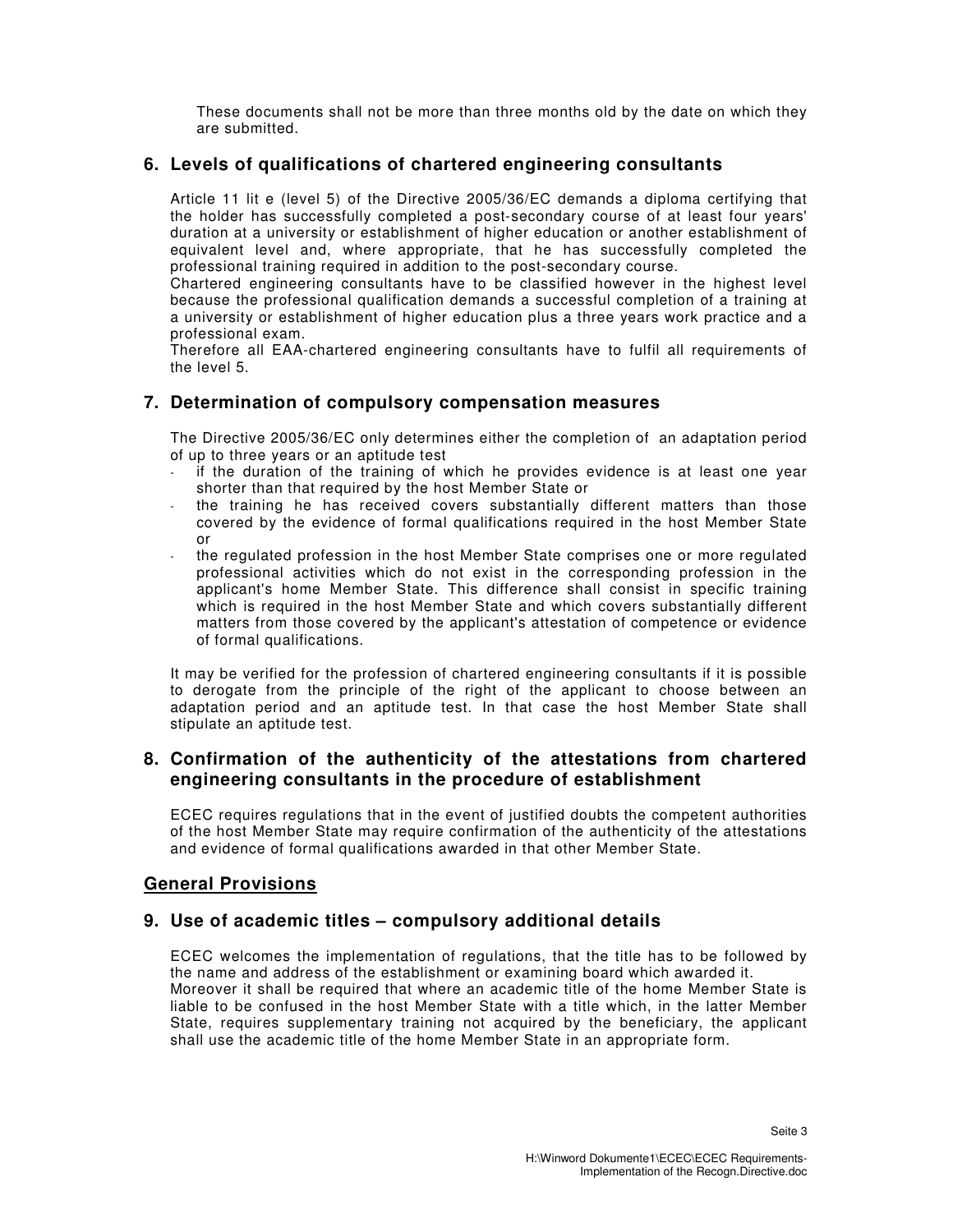These documents shall not be more than three months old by the date on which they are submitted.

## 6. Levels of qualifications of chartered engineering consultants

Article 11 lit e (level 5) of the Directive 2005/36/EC demands a diploma certifying that the holder has successfully completed a post-secondary course of at least four years' duration at a university or establishment of higher education or another establishment of equivalent level and, where appropriate, that he has successfully completed the professional training required in addition to the post-secondary course.
Chartered engineering consultants have to be classified however in the highest level because the professional qualification demands a successful completion of a training at a university or establishment of higher education plus a three years work practice and a professional exam.
Therefore all EAA-chartered engineering consultants have to fulfil all requirements of the level 5.

## 7. Determination of compulsory compensation measures

The Directive 2005/36/EC only determines either the completion of an adaptation period of up to three years or an aptitude test

- if the duration of the training of which he provides evidence is at least one year shorter than that required by the host Member State or
- the training he has received covers substantially different matters than those covered by the evidence of formal qualifications required in the host Member State or
- the regulated profession in the host Member State comprises one or more regulated professional activities which do not exist in the corresponding profession in the applicant's home Member State. This difference shall consist in specific training which is required in the host Member State and which covers substantially different matters from those covered by the applicant's attestation of competence or evidence of formal qualifications.

It may be verified for the profession of chartered engineering consultants if it is possible to derogate from the principle of the right of the applicant to choose between an adaptation period and an aptitude test. In that case the host Member State shall stipulate an aptitude test.

## 8. Confirmation of the authenticity of the attestations from chartered engineering consultants in the procedure of establishment

ECEC requires regulations that in the event of justified doubts the competent authorities of the host Member State may require confirmation of the authenticity of the attestations and evidence of formal qualifications awarded in that other Member State.

## General Provisions

## 9. Use of academic titles – compulsory additional details

ECEC welcomes the implementation of regulations, that the title has to be followed by the name and address of the establishment or examining board which awarded it.
Moreover it shall be required that where an academic title of the home Member State is liable to be confused in the host Member State with a title which, in the latter Member State, requires supplementary training not acquired by the beneficiary, the applicant shall use the academic title of the home Member State in an appropriate form.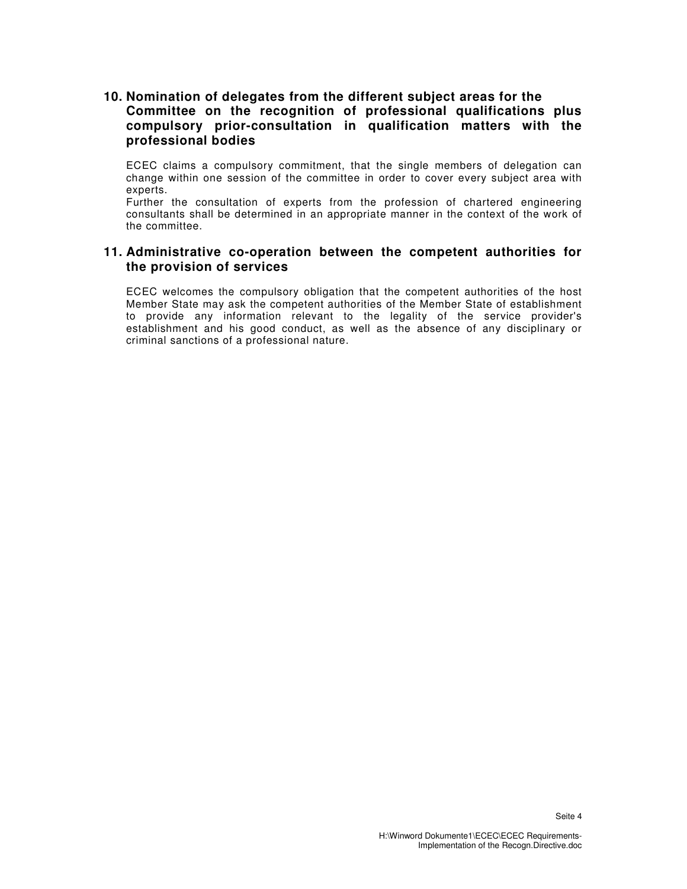## 10. Nomination of delegates from the different subject areas for the Committee on the recognition of professional qualifications plus compulsory prior-consultation in qualification matters with the professional bodies

ECEC claims a compulsory commitment, that the single members of delegation can change within one session of the committee in order to cover every subject area with experts.
Further the consultation of experts from the profession of chartered engineering consultants shall be determined in an appropriate manner in the context of the work of the committee.

## 11. Administrative co-operation between the competent authorities for the provision of services

ECEC welcomes the compulsory obligation that the competent authorities of the host Member State may ask the competent authorities of the Member State of establishment to provide any information relevant to the legality of the service provider's establishment and his good conduct, as well as the absence of any disciplinary or criminal sanctions of a professional nature.